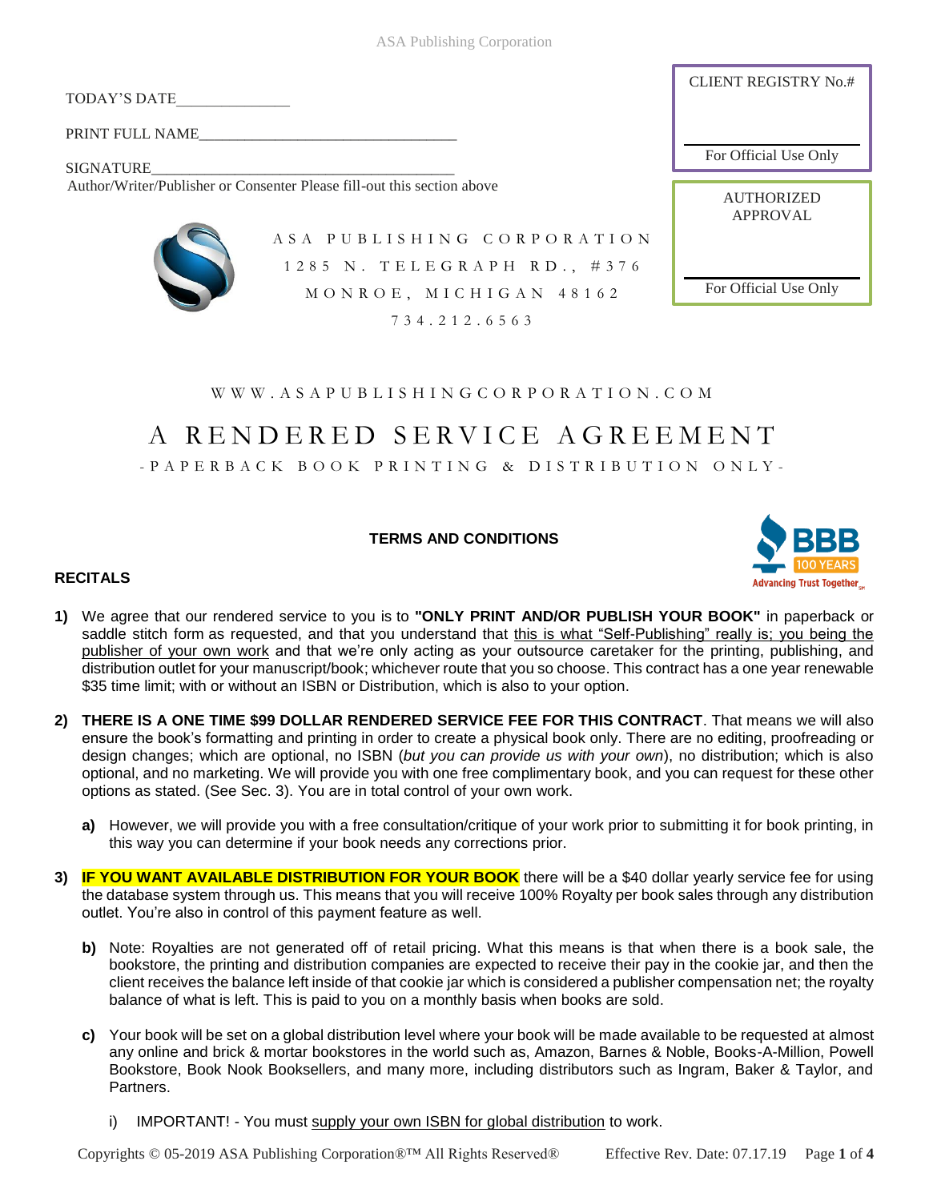TODAY'S DATE_______________

PRINT FULL NAME__________________________________

SIGNATURE________________________________________

Author/Writer/Publisher or Consenter Please fill-out this section above

CLIENT REGISTRY No.#

For Official Use Only

AUTHORIZED APPROVAL

For Official Use Only

ASA PUBLISHING CORPORATION
1285 N. TELEGRAPH RD., #376
MONROE, MICHIGAN 48162
734.212.6563

WWW.ASAPUBLISHINGCORPORATION.COM

# A RENDERED SERVICE AGREEMENT

-PAPERBACK BOOK PRINTING & DISTRIBUTION ONLY-

### TERMS AND CONDITIONS

BBB 100 YEARS Advancing Trust Together

### RECITALS

1) We agree that our rendered service to you is to **"ONLY PRINT AND/OR PUBLISH YOUR BOOK"** in paperback or saddle stitch form as requested, and that you understand that this is what "Self-Publishing" really is; you being the publisher of your own work and that we're only acting as your outsource caretaker for the printing, publishing, and distribution outlet for your manuscript/book; whichever route that you so choose. This contract has a one year renewable $35 time limit; with or without an ISBN or Distribution, which is also to your option.

2) **THERE IS A ONE TIME $99 DOLLAR RENDERED SERVICE FEE FOR THIS CONTRACT**. That means we will also ensure the book's formatting and printing in order to create a physical book only. There are no editing, proofreading or design changes; which are optional, no ISBN (*but you can provide us with your own*), no distribution; which is also optional, and no marketing. We will provide you with one free complimentary book, and you can request for these other options as stated. (See Sec. 3). You are in total control of your own work.

   **a)** However, we will provide you with a free consultation/critique of your work prior to submitting it for book printing, in this way you can determine if your book needs any corrections prior.

3) **IF YOU WANT AVAILABLE DISTRIBUTION FOR YOUR BOOK** there will be a $40 dollar yearly service fee for using the database system through us. This means that you will receive 100% Royalty per book sales through any distribution outlet. You're also in control of this payment feature as well.

   **b)** Note: Royalties are not generated off of retail pricing. What this means is that when there is a book sale, the bookstore, the printing and distribution companies are expected to receive their pay in the cookie jar, and then the client receives the balance left inside of that cookie jar which is considered a publisher compensation net; the royalty balance of what is left. This is paid to you on a monthly basis when books are sold.

   **c)** Your book will be set on a global distribution level where your book will be made available to be requested at almost any online and brick & mortar bookstores in the world such as, Amazon, Barnes & Noble, Books-A-Million, Powell Bookstore, Book Nook Booksellers, and many more, including distributors such as Ingram, Baker & Taylor, and Partners.

      i) IMPORTANT! - You must supply your own ISBN for global distribution to work.

Copyrights © 05-2019 ASA Publishing Corporation®™ All Rights Reserved® Effective Rev. Date: 07.17.19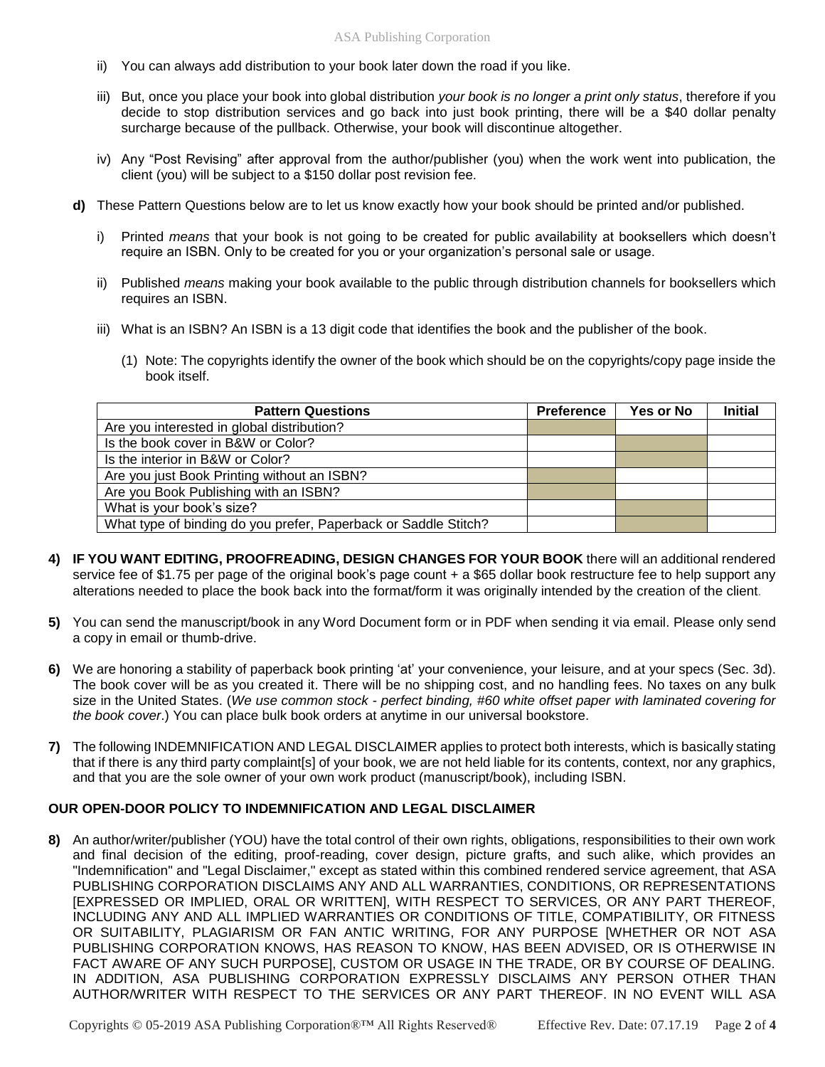ii) You can always add distribution to your book later down the road if you like.

iii) But, once you place your book into global distribution *your book is no longer a print only status*, therefore if you decide to stop distribution services and go back into just book printing, there will be a $40 dollar penalty surcharge because of the pullback. Otherwise, your book will discontinue altogether.

iv) Any "Post Revising" after approval from the author/publisher (you) when the work went into publication, the client (you) will be subject to a $150 dollar post revision fee.

**d)** These Pattern Questions below are to let us know exactly how your book should be printed and/or published.

i) Printed *means* that your book is not going to be created for public availability at booksellers which doesn't require an ISBN. Only to be created for you or your organization's personal sale or usage.

ii) Published *means* making your book available to the public through distribution channels for booksellers which requires an ISBN.

iii) What is an ISBN? An ISBN is a 13 digit code that identifies the book and the publisher of the book.

(1) Note: The copyrights identify the owner of the book which should be on the copyrights/copy page inside the book itself.

| Pattern Questions | Preference | Yes or No | Initial |
|---|---|---|---|
| Are you interested in global distribution? | | | |
| Is the book cover in B&W or Color? | | | |
| Is the interior in B&W or Color? | | | |
| Are you just Book Printing without an ISBN? | | | |
| Are you Book Publishing with an ISBN? | | | |
| What is your book's size? | | | |
| What type of binding do you prefer, Paperback or Saddle Stitch? | | | |

**4)** **IF YOU WANT EDITING, PROOFREADING, DESIGN CHANGES FOR YOUR BOOK** there will an additional rendered service fee of $1.75 per page of the original book's page count + a $65 dollar book restructure fee to help support any alterations needed to place the book back into the format/form it was originally intended by the creation of the client.

**5)** You can send the manuscript/book in any Word Document form or in PDF when sending it via email. Please only send a copy in email or thumb-drive.

**6)** We are honoring a stability of paperback book printing 'at' your convenience, your leisure, and at your specs (Sec. 3d). The book cover will be as you created it. There will be no shipping cost, and no handling fees. No taxes on any bulk size in the United States. (*We use common stock - perfect binding, #60 white offset paper with laminated covering for the book cover.*) You can place bulk book orders at anytime in our universal bookstore.

**7)** The following INDEMNIFICATION AND LEGAL DISCLAIMER applies to protect both interests, which is basically stating that if there is any third party complaint[s] of your book, we are not held liable for its contents, context, nor any graphics, and that you are the sole owner of your own work product (manuscript/book), including ISBN.

**OUR OPEN-DOOR POLICY TO INDEMNIFICATION AND LEGAL DISCLAIMER**

**8)** An author/writer/publisher (YOU) have the total control of their own rights, obligations, responsibilities to their own work and final decision of the editing, proof-reading, cover design, picture grafts, and such alike, which provides an "Indemnification" and "Legal Disclaimer," except as stated within this combined rendered service agreement, that ASA PUBLISHING CORPORATION DISCLAIMS ANY AND ALL WARRANTIES, CONDITIONS, OR REPRESENTATIONS [EXPRESSED OR IMPLIED, ORAL OR WRITTEN], WITH RESPECT TO SERVICES, OR ANY PART THEREOF, INCLUDING ANY AND ALL IMPLIED WARRANTIES OR CONDITIONS OF TITLE, COMPATIBILITY, OR FITNESS OR SUITABILITY, PLAGIARISM OR FAN ANTIC WRITING, FOR ANY PURPOSE [WHETHER OR NOT ASA PUBLISHING CORPORATION KNOWS, HAS REASON TO KNOW, HAS BEEN ADVISED, OR IS OTHERWISE IN FACT AWARE OF ANY SUCH PURPOSE], CUSTOM OR USAGE IN THE TRADE, OR BY COURSE OF DEALING. IN ADDITION, ASA PUBLISHING CORPORATION EXPRESSLY DISCLAIMS ANY PERSON OTHER THAN AUTHOR/WRITER WITH RESPECT TO THE SERVICES OR ANY PART THEREOF. IN NO EVENT WILL ASA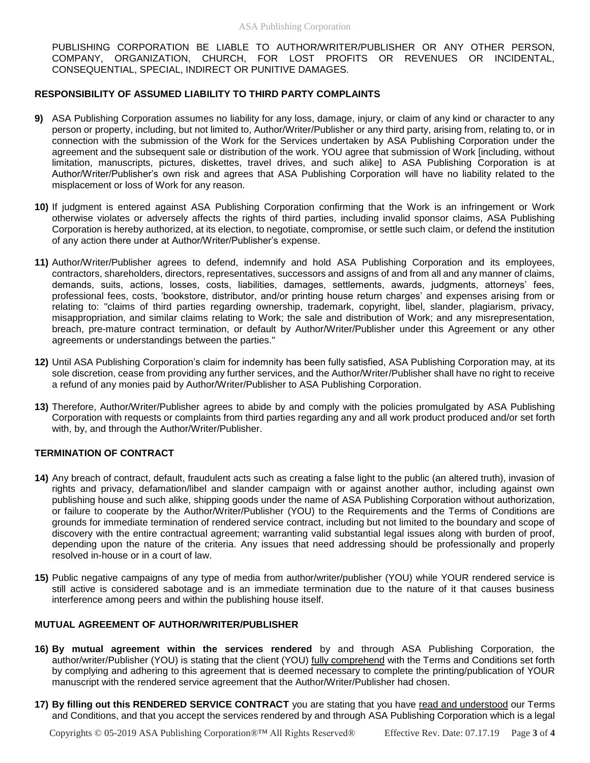PUBLISHING CORPORATION BE LIABLE TO AUTHOR/WRITER/PUBLISHER OR ANY OTHER PERSON, COMPANY, ORGANIZATION, CHURCH, FOR LOST PROFITS OR REVENUES OR INCIDENTAL, CONSEQUENTIAL, SPECIAL, INDIRECT OR PUNITIVE DAMAGES.

**RESPONSIBILITY OF ASSUMED LIABILITY TO THIRD PARTY COMPLAINTS**

**9)** ASA Publishing Corporation assumes no liability for any loss, damage, injury, or claim of any kind or character to any person or property, including, but not limited to, Author/Writer/Publisher or any third party, arising from, relating to, or in connection with the submission of the Work for the Services undertaken by ASA Publishing Corporation under the agreement and the subsequent sale or distribution of the work. YOU agree that submission of Work [including, without limitation, manuscripts, pictures, diskettes, travel drives, and such alike] to ASA Publishing Corporation is at Author/Writer/Publisher's own risk and agrees that ASA Publishing Corporation will have no liability related to the misplacement or loss of Work for any reason.

**10)** If judgment is entered against ASA Publishing Corporation confirming that the Work is an infringement or Work otherwise violates or adversely affects the rights of third parties, including invalid sponsor claims, ASA Publishing Corporation is hereby authorized, at its election, to negotiate, compromise, or settle such claim, or defend the institution of any action there under at Author/Writer/Publisher's expense.

**11)** Author/Writer/Publisher agrees to defend, indemnify and hold ASA Publishing Corporation and its employees, contractors, shareholders, directors, representatives, successors and assigns of and from all and any manner of claims, demands, suits, actions, losses, costs, liabilities, damages, settlements, awards, judgments, attorneys' fees, professional fees, costs, 'bookstore, distributor, and/or printing house return charges' and expenses arising from or relating to: "claims of third parties regarding ownership, trademark, copyright, libel, slander, plagiarism, privacy, misappropriation, and similar claims relating to Work; the sale and distribution of Work; and any misrepresentation, breach, pre-mature contract termination, or default by Author/Writer/Publisher under this Agreement or any other agreements or understandings between the parties."

**12)** Until ASA Publishing Corporation's claim for indemnity has been fully satisfied, ASA Publishing Corporation may, at its sole discretion, cease from providing any further services, and the Author/Writer/Publisher shall have no right to receive a refund of any monies paid by Author/Writer/Publisher to ASA Publishing Corporation.

**13)** Therefore, Author/Writer/Publisher agrees to abide by and comply with the policies promulgated by ASA Publishing Corporation with requests or complaints from third parties regarding any and all work product produced and/or set forth with, by, and through the Author/Writer/Publisher.

**TERMINATION OF CONTRACT**

**14)** Any breach of contract, default, fraudulent acts such as creating a false light to the public (an altered truth), invasion of rights and privacy, defamation/libel and slander campaign with or against another author, including against own publishing house and such alike, shipping goods under the name of ASA Publishing Corporation without authorization, or failure to cooperate by the Author/Writer/Publisher (YOU) to the Requirements and the Terms of Conditions are grounds for immediate termination of rendered service contract, including but not limited to the boundary and scope of discovery with the entire contractual agreement; warranting valid substantial legal issues along with burden of proof, depending upon the nature of the criteria. Any issues that need addressing should be professionally and properly resolved in-house or in a court of law.

**15)** Public negative campaigns of any type of media from author/writer/publisher (YOU) while YOUR rendered service is still active is considered sabotage and is an immediate termination due to the nature of it that causes business interference among peers and within the publishing house itself.

**MUTUAL AGREEMENT OF AUTHOR/WRITER/PUBLISHER**

**16) By mutual agreement within the services rendered** by and through ASA Publishing Corporation, the author/writer/Publisher (YOU) is stating that the client (YOU) fully comprehend with the Terms and Conditions set forth by complying and adhering to this agreement that is deemed necessary to complete the printing/publication of YOUR manuscript with the rendered service agreement that the Author/Writer/Publisher had chosen.

**17) By filling out this RENDERED SERVICE CONTRACT** you are stating that you have read and understood our Terms and Conditions, and that you accept the services rendered by and through ASA Publishing Corporation which is a legal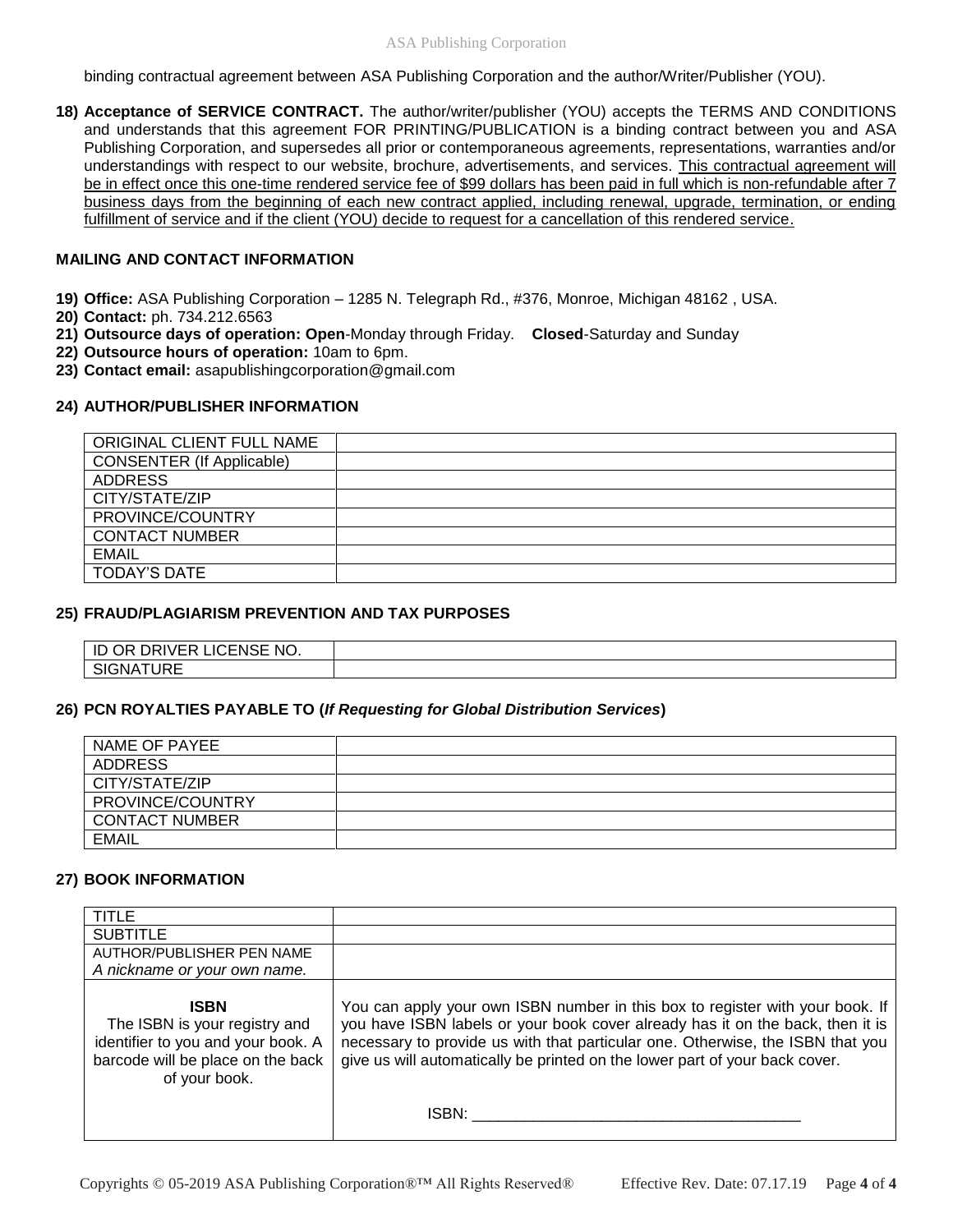binding contractual agreement between ASA Publishing Corporation and the author/Writer/Publisher (YOU).

18) **Acceptance of SERVICE CONTRACT.** The author/writer/publisher (YOU) accepts the TERMS AND CONDITIONS and understands that this agreement FOR PRINTING/PUBLICATION is a binding contract between you and ASA Publishing Corporation, and supersedes all prior or contemporaneous agreements, representations, warranties and/or understandings with respect to our website, brochure, advertisements, and services. <u>This contractual agreement will be in effect once this one-time rendered service fee of $99 dollars has been paid in full which is non-refundable after 7 business days from the beginning of each new contract applied, including renewal, upgrade, termination, or ending fulfillment of service and if the client (YOU) decide to request for a cancellation of this rendered service.</u>

### MAILING AND CONTACT INFORMATION

19) **Office:** ASA Publishing Corporation – 1285 N. Telegraph Rd., #376, Monroe, Michigan 48162 , USA.
20) **Contact:** ph. 734.212.6563
21) **Outsource days of operation: Open**-Monday through Friday. **Closed**-Saturday and Sunday
22) **Outsource hours of operation:** 10am to 6pm.
23) **Contact email:** asapublishingcorporation@gmail.com

### 24) AUTHOR/PUBLISHER INFORMATION

| | |
|---|---|
| ORIGINAL CLIENT FULL NAME | |
| CONSENTER (If Applicable) | |
| ADDRESS | |
| CITY/STATE/ZIP | |
| PROVINCE/COUNTRY | |
| CONTACT NUMBER | |
| EMAIL | |
| TODAY'S DATE | |

### 25) FRAUD/PLAGIARISM PREVENTION AND TAX PURPOSES

| | |
|---|---|
| ID OR DRIVER LICENSE NO. | |
| SIGNATURE | |

### 26) PCN ROYALTIES PAYABLE TO (*If Requesting for Global Distribution Services*)

| | |
|---|---|
| NAME OF PAYEE | |
| ADDRESS | |
| CITY/STATE/ZIP | |
| PROVINCE/COUNTRY | |
| CONTACT NUMBER | |
| EMAIL | |

### 27) BOOK INFORMATION

| | |
|---|---|
| TITLE | |
| SUBTITLE | |
| AUTHOR/PUBLISHER PEN NAME *A nickname or your own name.* | |
| **ISBN** The ISBN is your registry and identifier to you and your book. A barcode will be place on the back of your book. | You can apply your own ISBN number in this box to register with your book. If you have ISBN labels or your book cover already has it on the back, then it is necessary to provide us with that particular one. Otherwise, the ISBN that you give us will automatically be printed on the lower part of your back cover. ISBN: ______________________________________ |

Copyrights © 05-2019 ASA Publishing Corporation®™ All Rights Reserved® Effective Rev. Date: 07.17.19